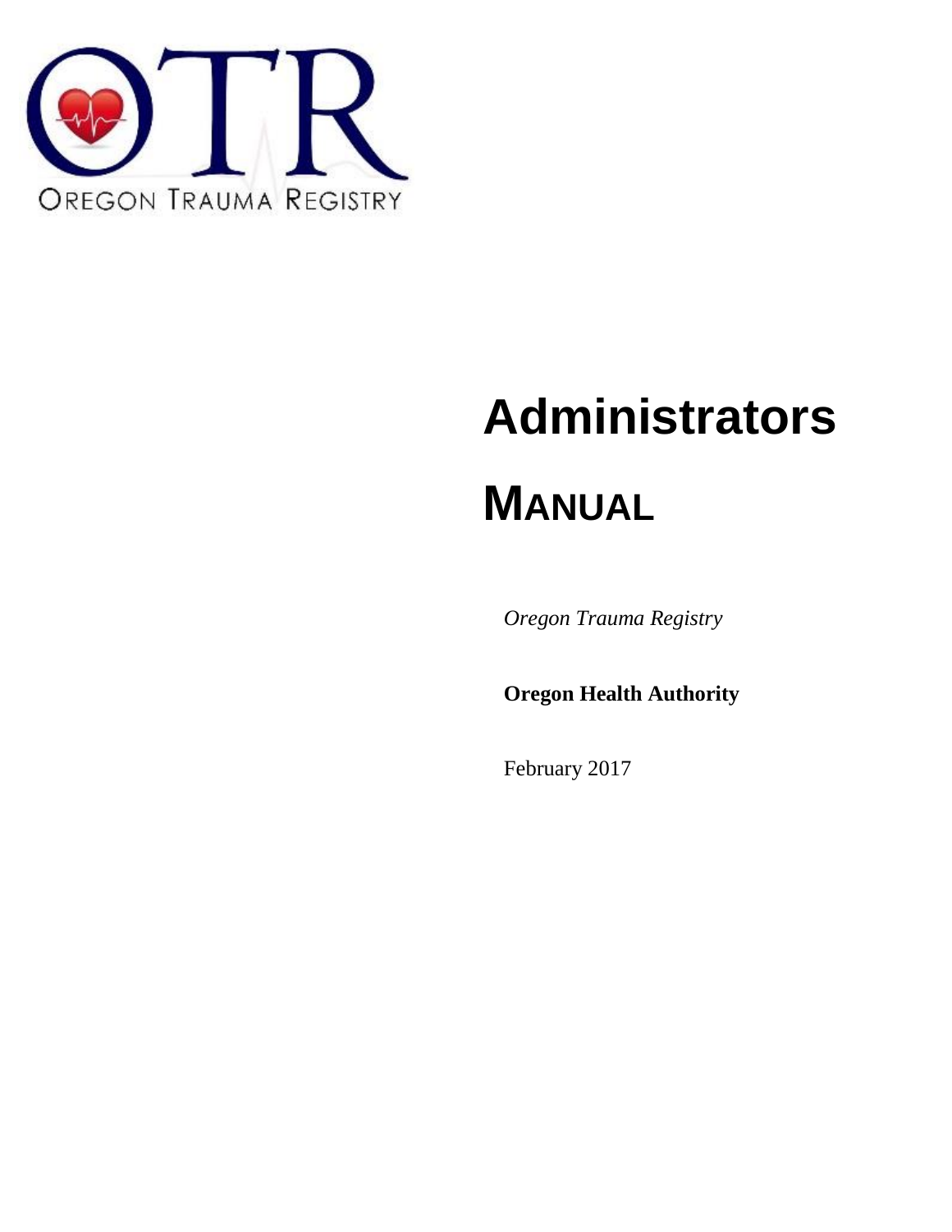OTR

OREGON TRAUMA REGISTRY

# Administrators

# MANUAL

*Oregon Trauma Registry*

**Oregon Health Authority**

February 2017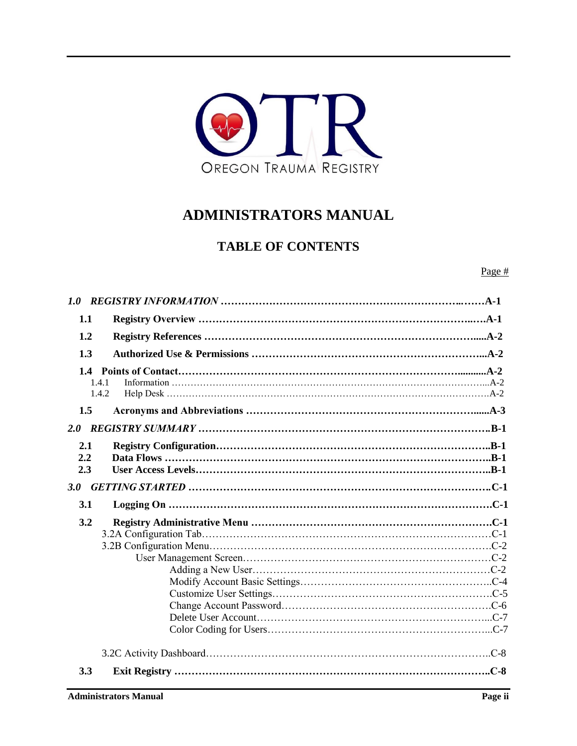OREGON TRAUMA REGISTRY

# ADMINISTRATORS MANUAL

## TABLE OF CONTENTS

Page #

| | |
|---|---|
| ***1.0 REGISTRY INFORMATION*** | **A-1** |
| **1.1 Registry Overview** | **A-1** |
| **1.2 Registry References** | **A-2** |
| **1.3 Authorized Use & Permissions** | **A-2** |
| **1.4 Points of Contact** | **A-2** |
| 1.4.1 Information | A-2 |
| 1.4.2 Help Desk | A-2 |
| **1.5 Acronyms and Abbreviations** | **A-3** |
| ***2.0 REGISTRY SUMMARY*** | **B-1** |
| **2.1 Registry Configuration** | **B-1** |
| **2.2 Data Flows** | **B-1** |
| **2.3 User Access Levels** | **B-1** |
| ***3.0 GETTING STARTED*** | **C-1** |
| **3.1 Logging On** | **C-1** |
| **3.2 Registry Administrative Menu** | **C-1** |
| 3.2A Configuration Tab | C-1 |
| 3.2B Configuration Menu | C-2 |
| User Management Screen | C-2 |
| Adding a New User | C-2 |
| Modify Account Basic Settings | C-4 |
| Customize User Settings | C-5 |
| Change Account Password | C-6 |
| Delete User Account | C-7 |
| Color Coding for Users | C-7 |
| 3.2C Activity Dashboard | C-8 |
| **3.3 Exit Registry** | **C-8** |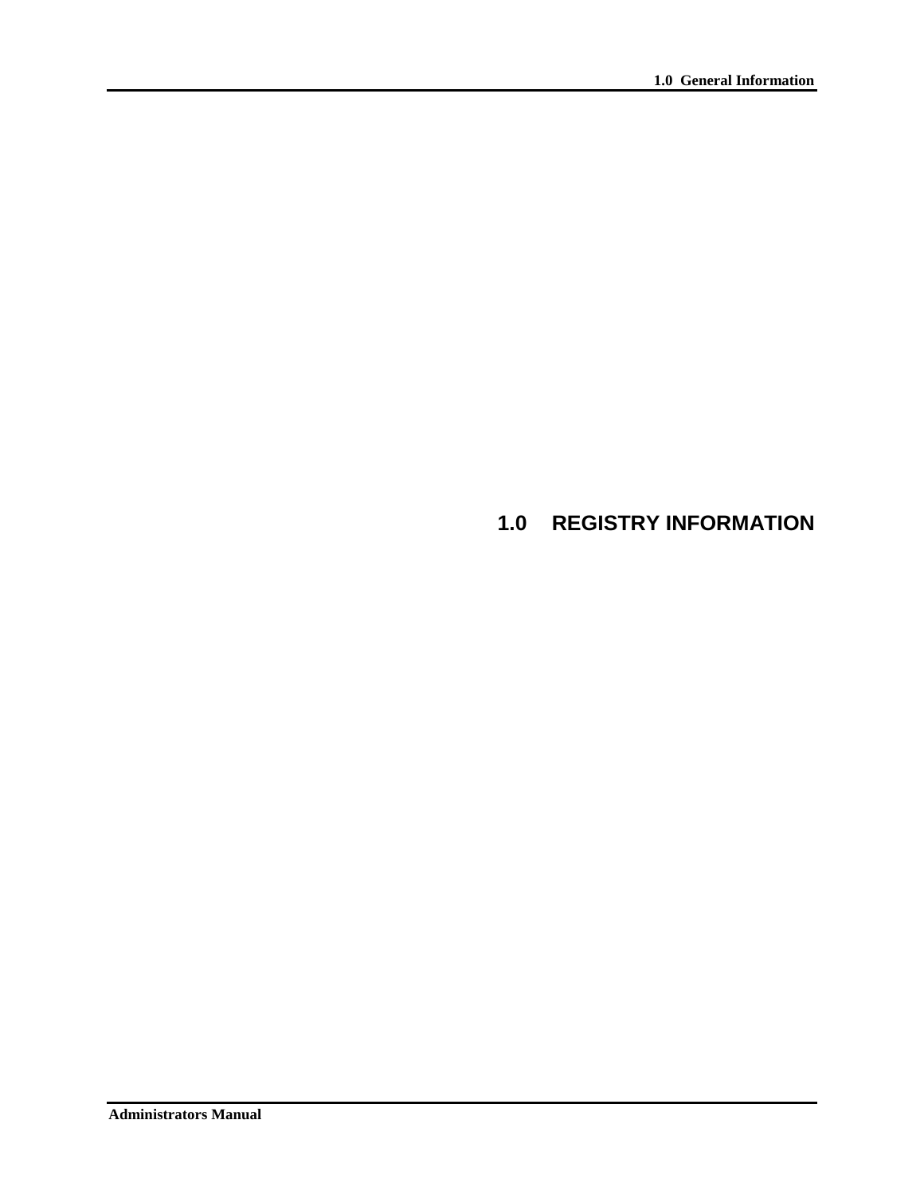# 1.0 REGISTRY INFORMATION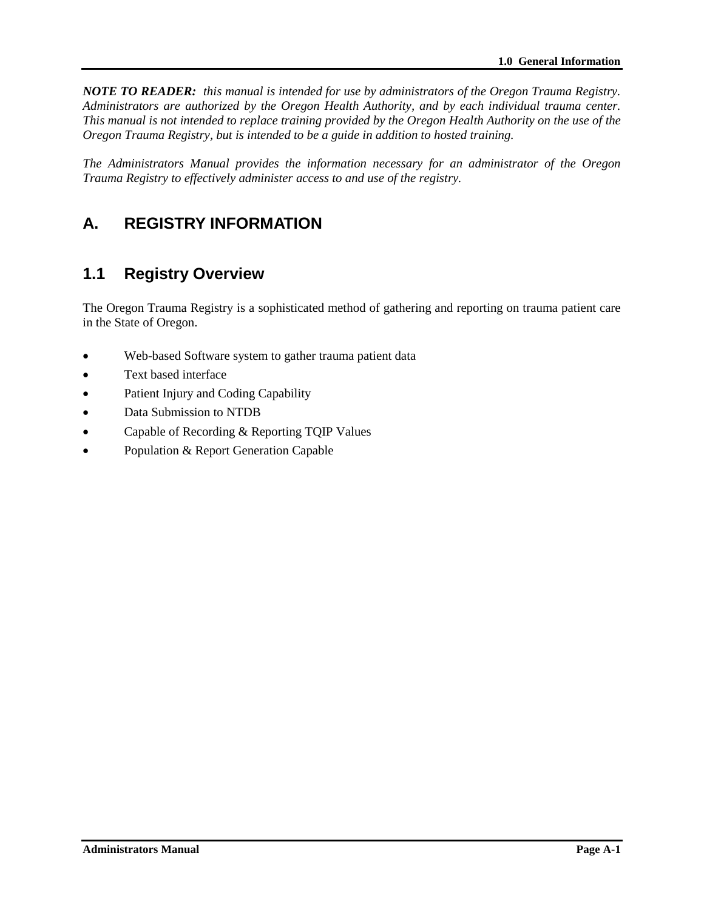***NOTE TO READER:*** *this manual is intended for use by administrators of the Oregon Trauma Registry. Administrators are authorized by the Oregon Health Authority, and by each individual trauma center. This manual is not intended to replace training provided by the Oregon Health Authority on the use of the Oregon Trauma Registry, but is intended to be a guide in addition to hosted training.*

*The Administrators Manual provides the information necessary for an administrator of the Oregon Trauma Registry to effectively administer access to and use of the registry.*

# A. REGISTRY INFORMATION

## 1.1 Registry Overview

The Oregon Trauma Registry is a sophisticated method of gathering and reporting on trauma patient care in the State of Oregon.

- Web-based Software system to gather trauma patient data
- Text based interface
- Patient Injury and Coding Capability
- Data Submission to NTDB
- Capable of Recording & Reporting TQIP Values
- Population & Report Generation Capable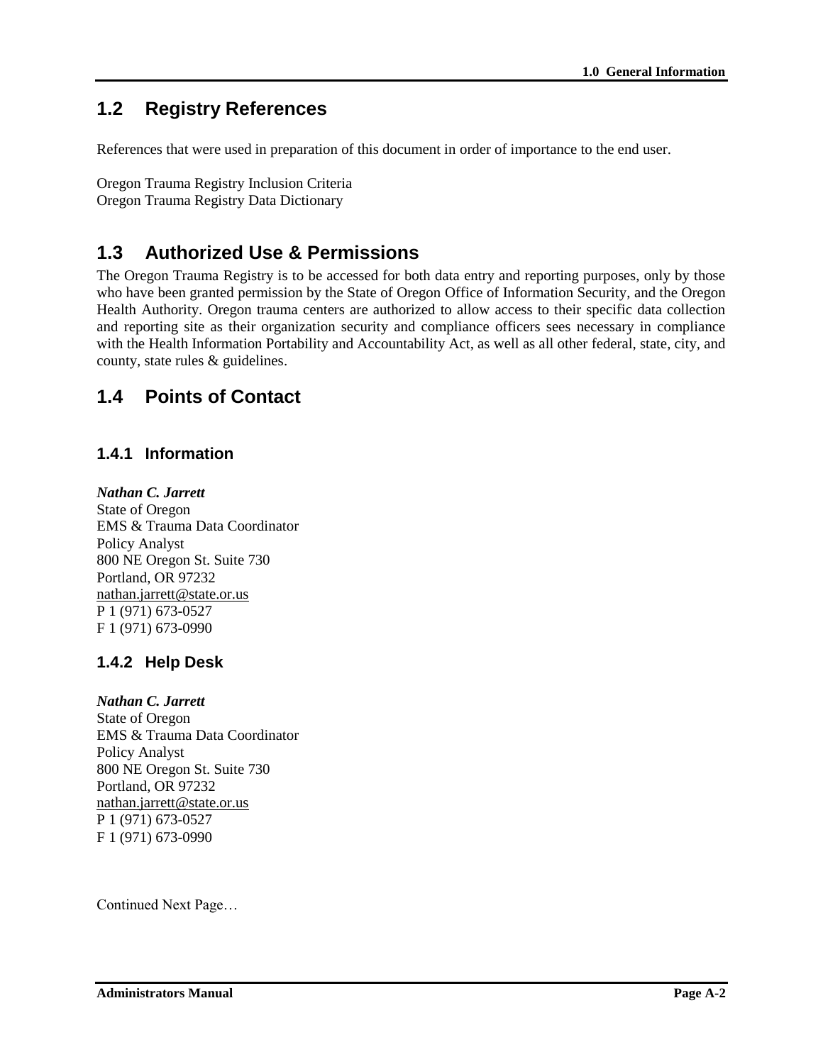## 1.2 Registry References

References that were used in preparation of this document in order of importance to the end user.

Oregon Trauma Registry Inclusion Criteria
Oregon Trauma Registry Data Dictionary

## 1.3 Authorized Use & Permissions

The Oregon Trauma Registry is to be accessed for both data entry and reporting purposes, only by those who have been granted permission by the State of Oregon Office of Information Security, and the Oregon Health Authority. Oregon trauma centers are authorized to allow access to their specific data collection and reporting site as their organization security and compliance officers sees necessary in compliance with the Health Information Portability and Accountability Act, as well as all other federal, state, city, and county, state rules & guidelines.

## 1.4 Points of Contact

### 1.4.1 Information

***Nathan C. Jarrett***
State of Oregon
EMS & Trauma Data Coordinator
Policy Analyst
800 NE Oregon St. Suite 730
Portland, OR 97232
nathan.jarrett@state.or.us
P 1 (971) 673-0527
F 1 (971) 673-0990

### 1.4.2 Help Desk

***Nathan C. Jarrett***
State of Oregon
EMS & Trauma Data Coordinator
Policy Analyst
800 NE Oregon St. Suite 730
Portland, OR 97232
nathan.jarrett@state.or.us
P 1 (971) 673-0527
F 1 (971) 673-0990

Continued Next Page…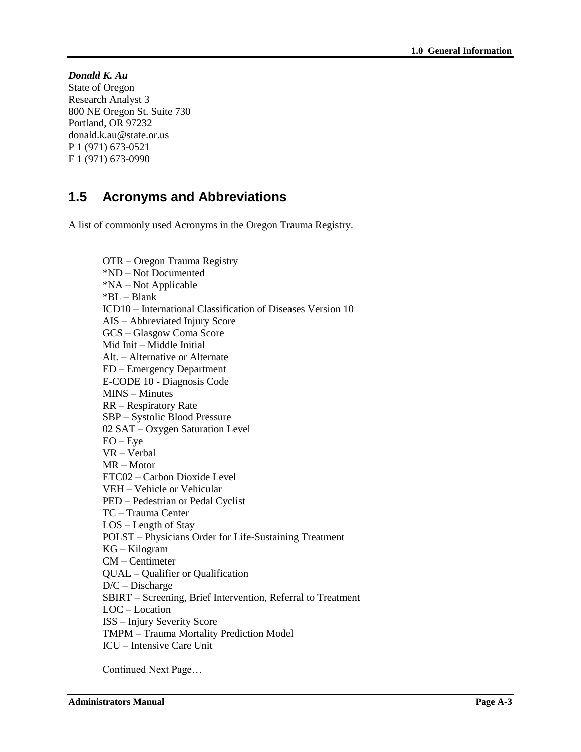***Donald K. Au***
State of Oregon
Research Analyst 3
800 NE Oregon St. Suite 730
Portland, OR 97232
donald.k.au@state.or.us
P 1 (971) 673-0521
F 1 (971) 673-0990

## 1.5 Acronyms and Abbreviations

A list of commonly used Acronyms in the Oregon Trauma Registry.

OTR – Oregon Trauma Registry
*ND – Not Documented
*NA – Not Applicable
*BL – Blank
ICD10 – International Classification of Diseases Version 10
AIS – Abbreviated Injury Score
GCS – Glasgow Coma Score
Mid Init – Middle Initial
Alt. – Alternative or Alternate
ED – Emergency Department
E-CODE 10 - Diagnosis Code
MINS – Minutes
RR – Respiratory Rate
SBP – Systolic Blood Pressure
02 SAT – Oxygen Saturation Level
EO – Eye
VR – Verbal
MR – Motor
ETC02 – Carbon Dioxide Level
VEH – Vehicle or Vehicular
PED – Pedestrian or Pedal Cyclist
TC – Trauma Center
LOS – Length of Stay
POLST – Physicians Order for Life-Sustaining Treatment
KG – Kilogram
CM – Centimeter
QUAL – Qualifier or Qualification
D/C – Discharge
SBIRT – Screening, Brief Intervention, Referral to Treatment
LOC – Location
ISS – Injury Severity Score
TMPM – Trauma Mortality Prediction Model
ICU – Intensive Care Unit

Continued Next Page…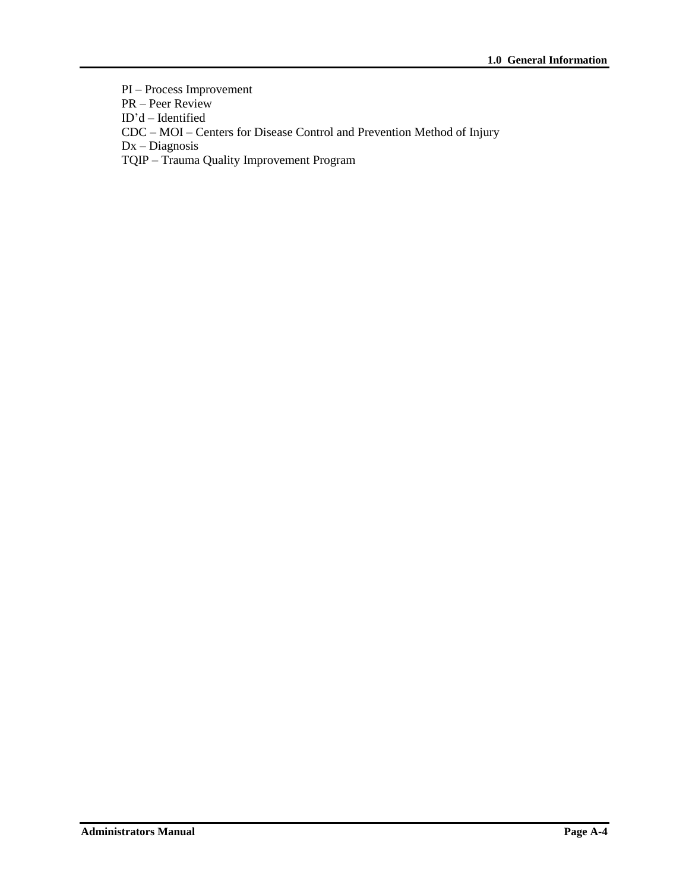PI – Process Improvement
PR – Peer Review
ID'd – Identified
CDC – MOI – Centers for Disease Control and Prevention Method of Injury
Dx – Diagnosis
TQIP – Trauma Quality Improvement Program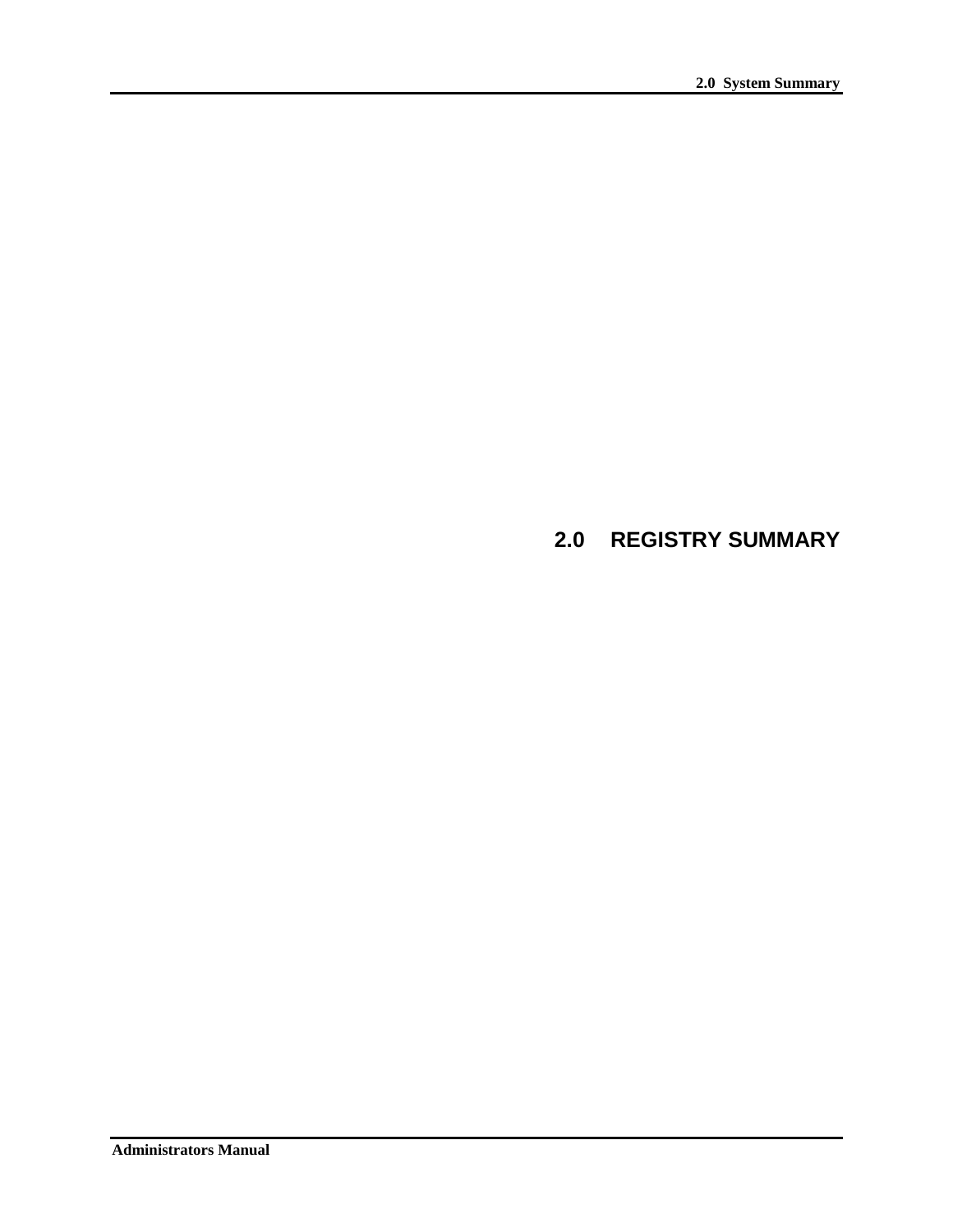# 2.0 REGISTRY SUMMARY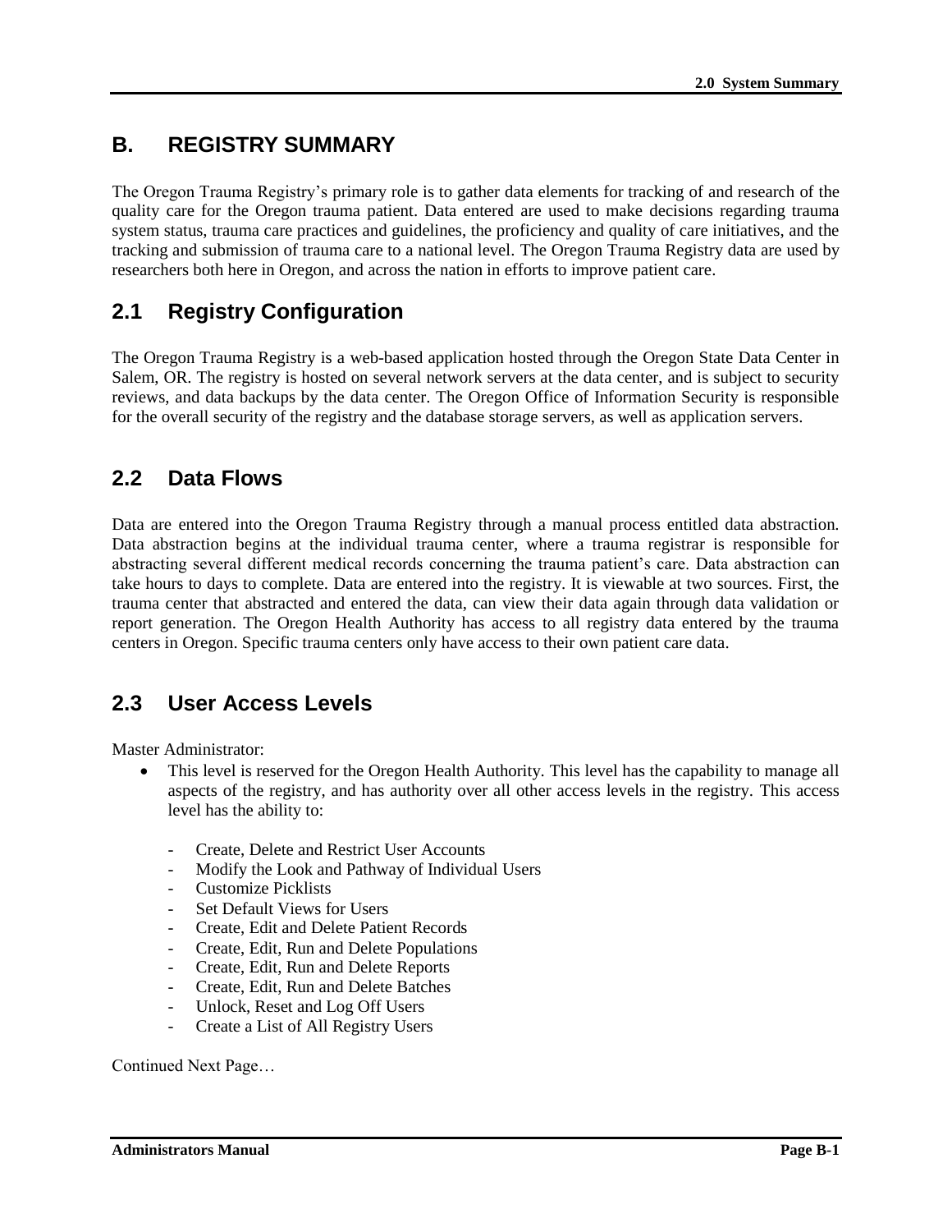# B. REGISTRY SUMMARY

The Oregon Trauma Registry's primary role is to gather data elements for tracking of and research of the quality care for the Oregon trauma patient. Data entered are used to make decisions regarding trauma system status, trauma care practices and guidelines, the proficiency and quality of care initiatives, and the tracking and submission of trauma care to a national level. The Oregon Trauma Registry data are used by researchers both here in Oregon, and across the nation in efforts to improve patient care.

## 2.1 Registry Configuration

The Oregon Trauma Registry is a web-based application hosted through the Oregon State Data Center in Salem, OR. The registry is hosted on several network servers at the data center, and is subject to security reviews, and data backups by the data center. The Oregon Office of Information Security is responsible for the overall security of the registry and the database storage servers, as well as application servers.

## 2.2 Data Flows

Data are entered into the Oregon Trauma Registry through a manual process entitled data abstraction. Data abstraction begins at the individual trauma center, where a trauma registrar is responsible for abstracting several different medical records concerning the trauma patient's care. Data abstraction can take hours to days to complete. Data are entered into the registry. It is viewable at two sources. First, the trauma center that abstracted and entered the data, can view their data again through data validation or report generation. The Oregon Health Authority has access to all registry data entered by the trauma centers in Oregon. Specific trauma centers only have access to their own patient care data.

## 2.3 User Access Levels

Master Administrator:

- This level is reserved for the Oregon Health Authority. This level has the capability to manage all aspects of the registry, and has authority over all other access levels in the registry. This access level has the ability to:

  - Create, Delete and Restrict User Accounts
  - Modify the Look and Pathway of Individual Users
  - Customize Picklists
  - Set Default Views for Users
  - Create, Edit and Delete Patient Records
  - Create, Edit, Run and Delete Populations
  - Create, Edit, Run and Delete Reports
  - Create, Edit, Run and Delete Batches
  - Unlock, Reset and Log Off Users
  - Create a List of All Registry Users

Continued Next Page…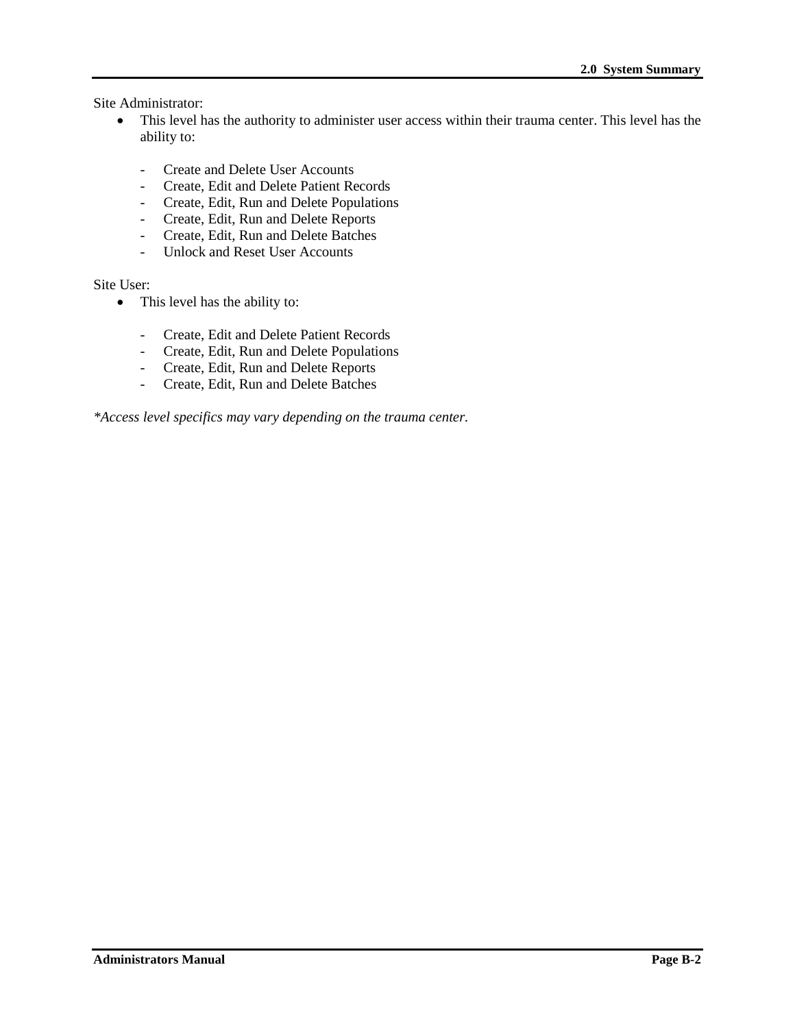Site Administrator:

- This level has the authority to administer user access within their trauma center. This level has the ability to:

  - Create and Delete User Accounts
  - Create, Edit and Delete Patient Records
  - Create, Edit, Run and Delete Populations
  - Create, Edit, Run and Delete Reports
  - Create, Edit, Run and Delete Batches
  - Unlock and Reset User Accounts

Site User:

- This level has the ability to:

  - Create, Edit and Delete Patient Records
  - Create, Edit, Run and Delete Populations
  - Create, Edit, Run and Delete Reports
  - Create, Edit, Run and Delete Batches

*\*Access level specifics may vary depending on the trauma center.*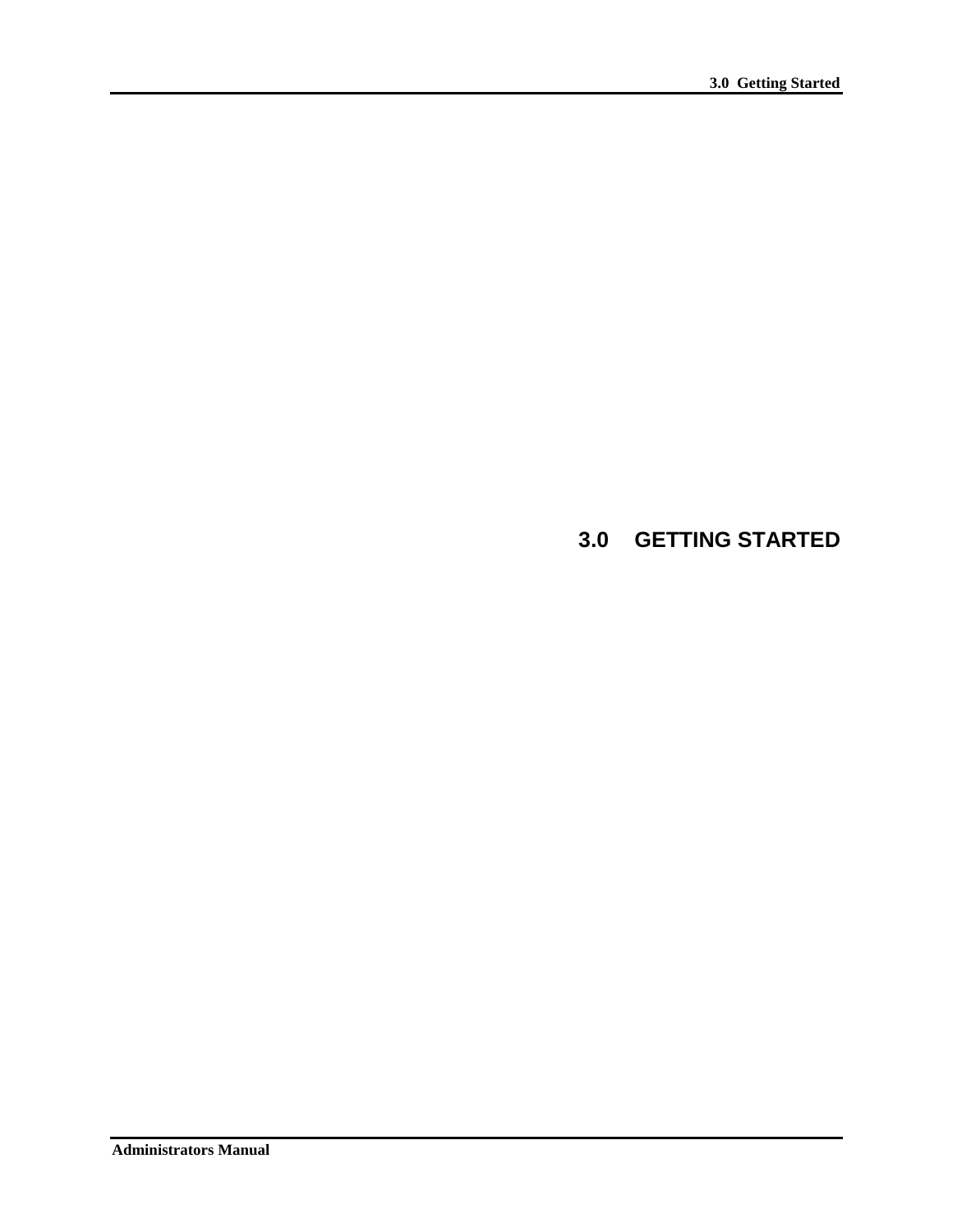# 3.0 GETTING STARTED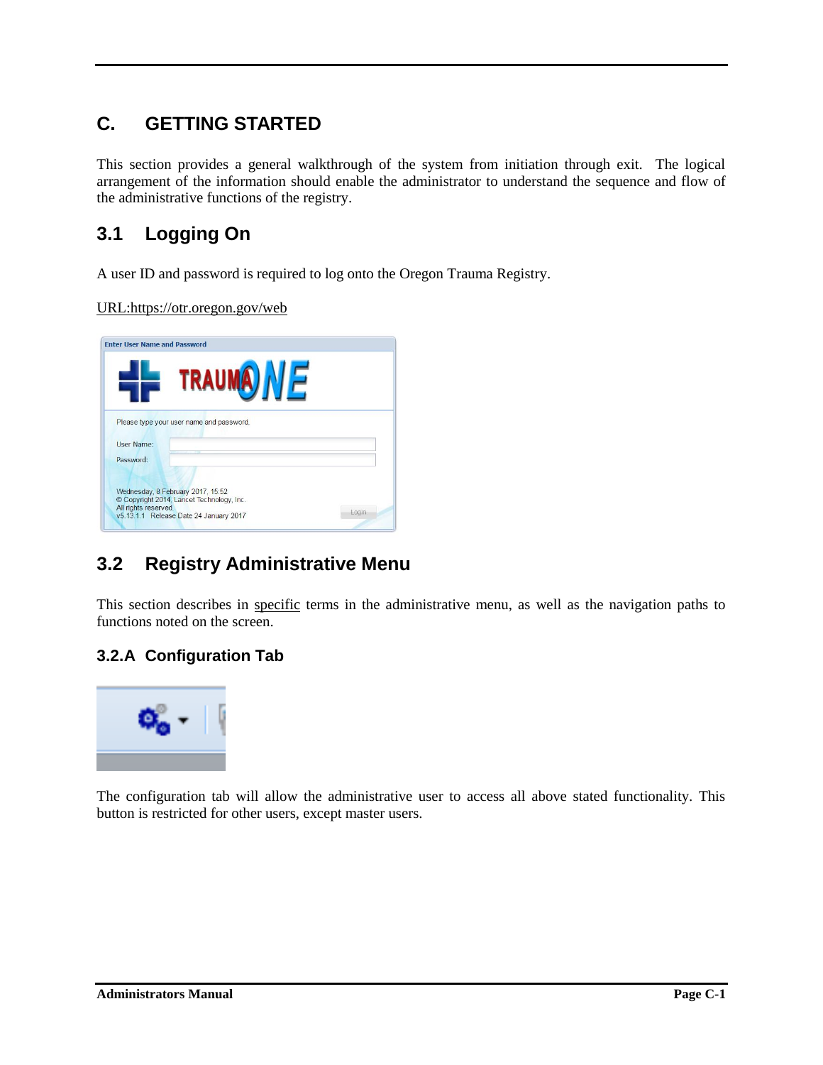## C. GETTING STARTED

This section provides a general walkthrough of the system from initiation through exit. The logical arrangement of the information should enable the administrator to understand the sequence and flow of the administrative functions of the registry.

## 3.1 Logging On

A user ID and password is required to log onto the Oregon Trauma Registry.

URL:https://otr.oregon.gov/web

## 3.2 Registry Administrative Menu

This section describes in specific terms in the administrative menu, as well as the navigation paths to functions noted on the screen.

### 3.2.A Configuration Tab

The configuration tab will allow the administrative user to access all above stated functionality. This button is restricted for other users, except master users.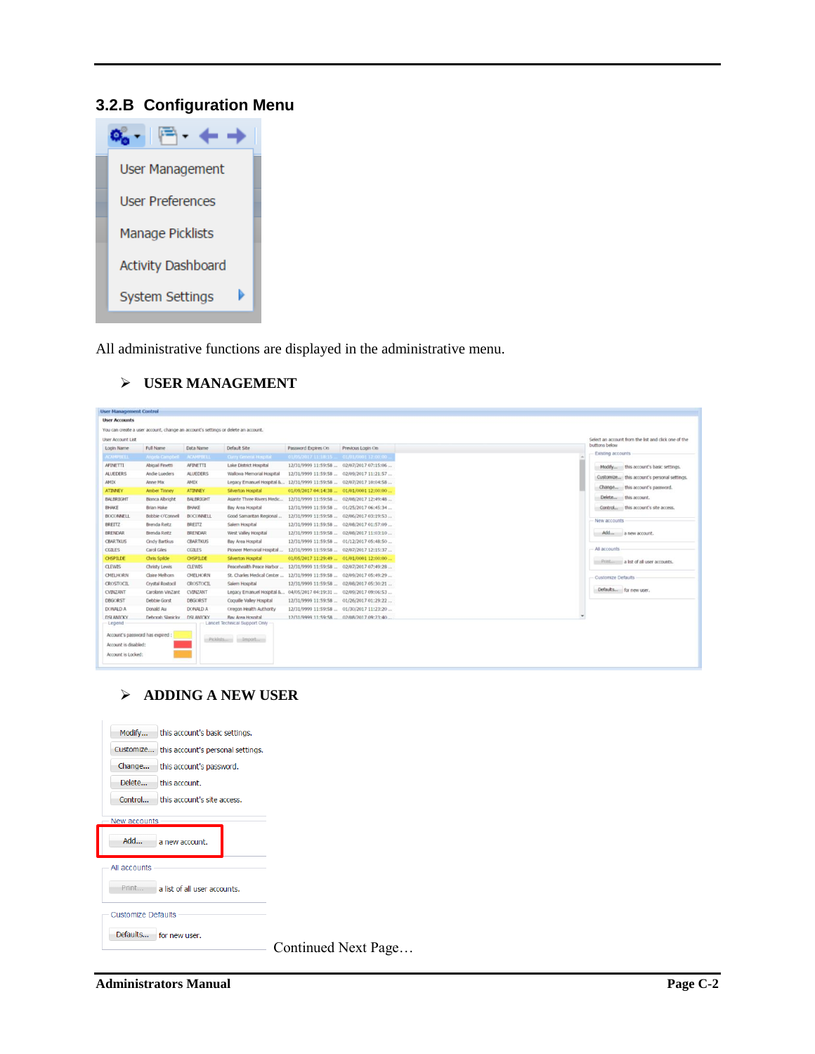## 3.2.B Configuration Menu

All administrative functions are displayed in the administrative menu.

➢ **USER MANAGEMENT**

➢ **ADDING A NEW USER**

Continued Next Page…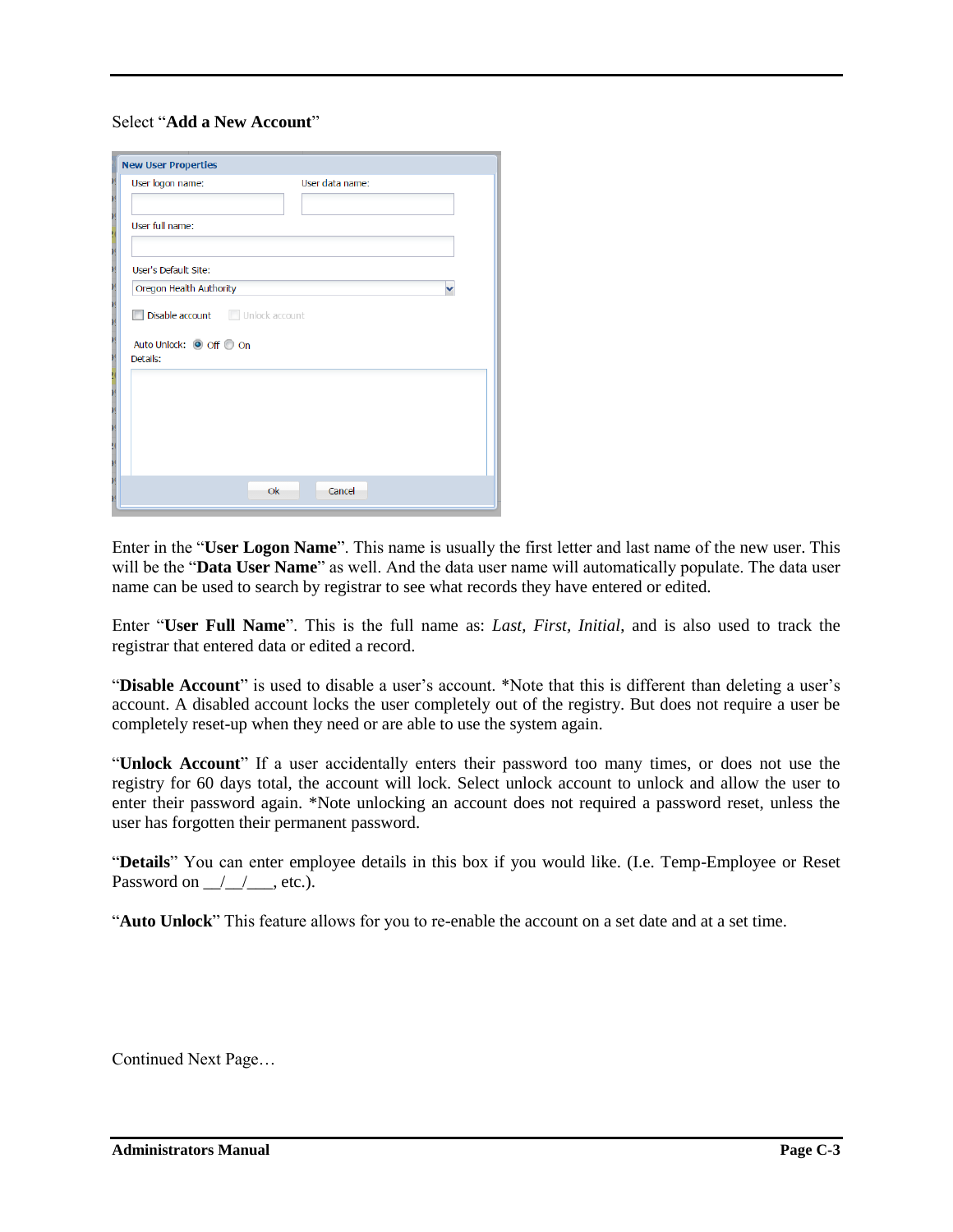Select "**Add a New Account**"

Enter in the "**User Logon Name**". This name is usually the first letter and last name of the new user. This will be the "**Data User Name**" as well. And the data user name will automatically populate. The data user name can be used to search by registrar to see what records they have entered or edited.

Enter "**User Full Name**". This is the full name as: *Last, First, Initial*, and is also used to track the registrar that entered data or edited a record.

"**Disable Account**" is used to disable a user's account. *Note that this is different than deleting a user's account. A disabled account locks the user completely out of the registry. But does not require a user be completely reset-up when they need or are able to use the system again.

"**Unlock Account**" If a user accidentally enters their password too many times, or does not use the registry for 60 days total, the account will lock. Select unlock account to unlock and allow the user to enter their password again. *Note unlocking an account does not required a password reset, unless the user has forgotten their permanent password.

"**Details**" You can enter employee details in this box if you would like. (I.e. Temp-Employee or Reset Password on __/__/___, etc.).

"**Auto Unlock**" This feature allows for you to re-enable the account on a set date and at a set time.

Continued Next Page…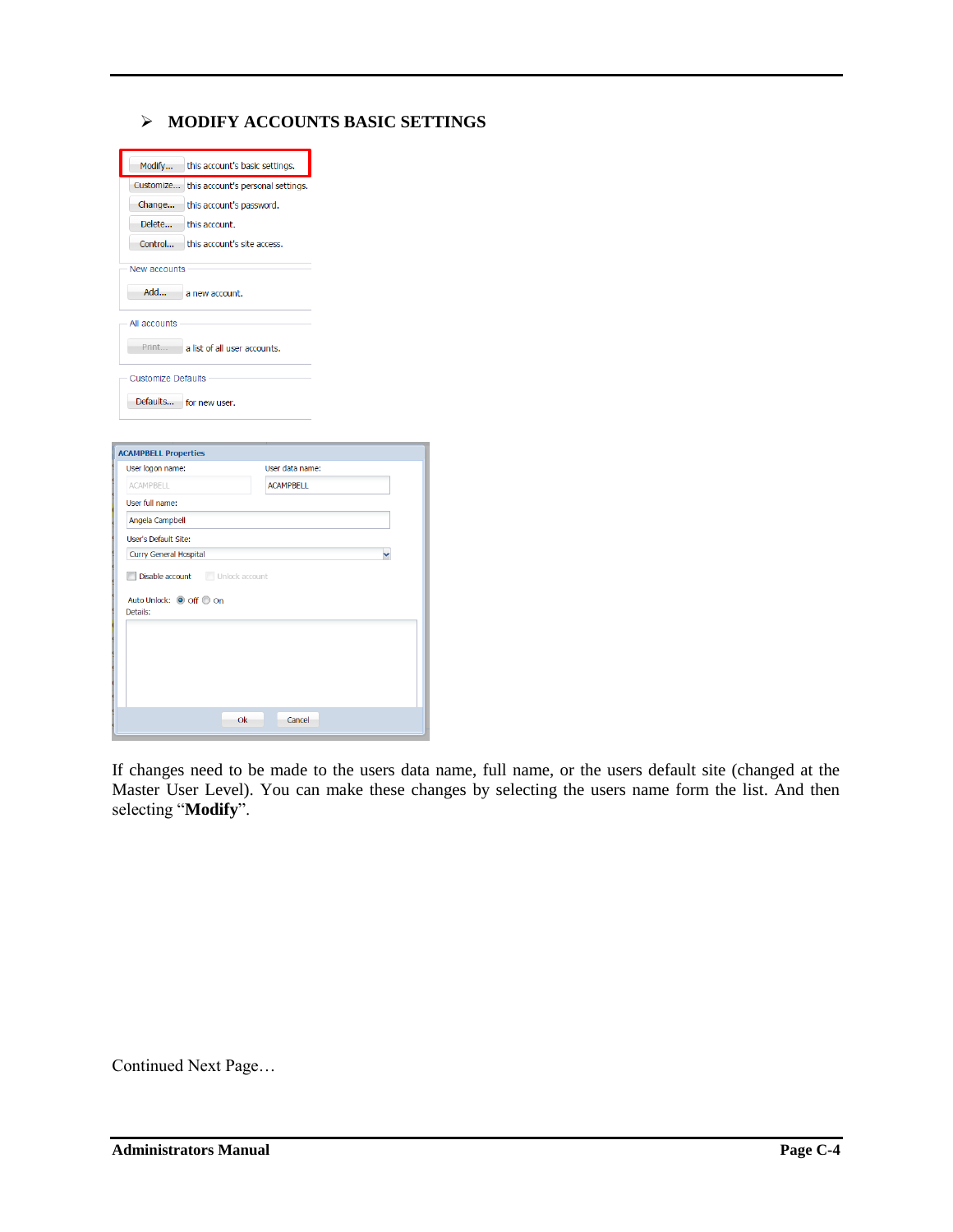## ➢ MODIFY ACCOUNTS BASIC SETTINGS

If changes need to be made to the users data name, full name, or the users default site (changed at the Master User Level). You can make these changes by selecting the users name form the list. And then selecting "**Modify**".

Continued Next Page…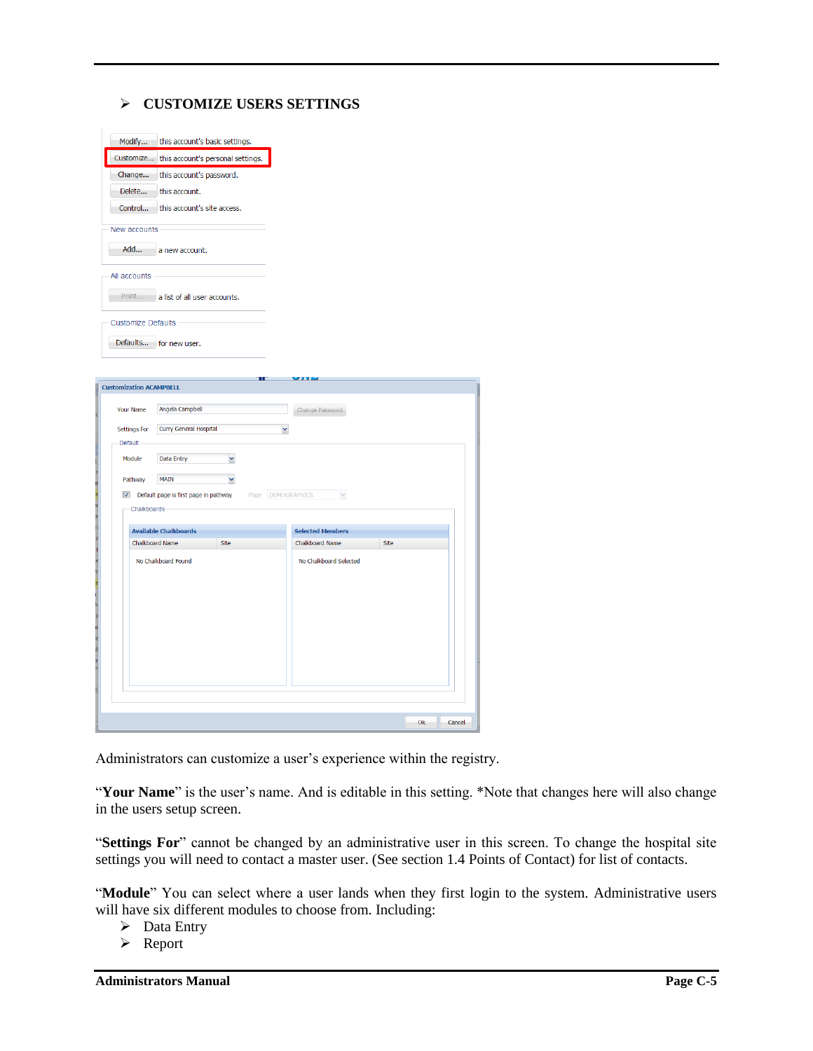## ➢ CUSTOMIZE USERS SETTINGS

Administrators can customize a user's experience within the registry.

"**Your Name**" is the user's name. And is editable in this setting. *Note that changes here will also change in the users setup screen.

"**Settings For**" cannot be changed by an administrative user in this screen. To change the hospital site settings you will need to contact a master user. (See section 1.4 Points of Contact) for list of contacts.

"**Module**" You can select where a user lands when they first login to the system. Administrative users will have six different modules to choose from. Including:

- ➢ Data Entry
- ➢ Report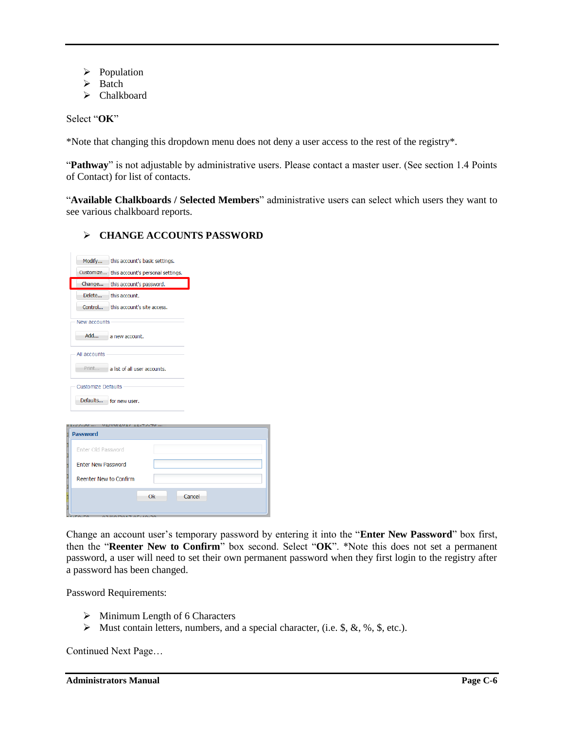- Population
- Batch
- Chalkboard

Select “**OK**”

*Note that changing this dropdown menu does not deny a user access to the rest of the registry*.

“**Pathway**” is not adjustable by administrative users. Please contact a master user. (See section 1.4 Points of Contact) for list of contacts.

“**Available Chalkboards / Selected Members**” administrative users can select which users they want to see various chalkboard reports.

- **CHANGE ACCOUNTS PASSWORD**

Change an account user’s temporary password by entering it into the “**Enter New Password**” box first, then the “**Reenter New to Confirm**” box second. Select “**OK**”. *Note this does not set a permanent password, a user will need to set their own permanent password when they first login to the registry after a password has been changed.

Password Requirements:

- Minimum Length of 6 Characters
- Must contain letters, numbers, and a special character, (i.e. $, &, %, $, etc.).

Continued Next Page…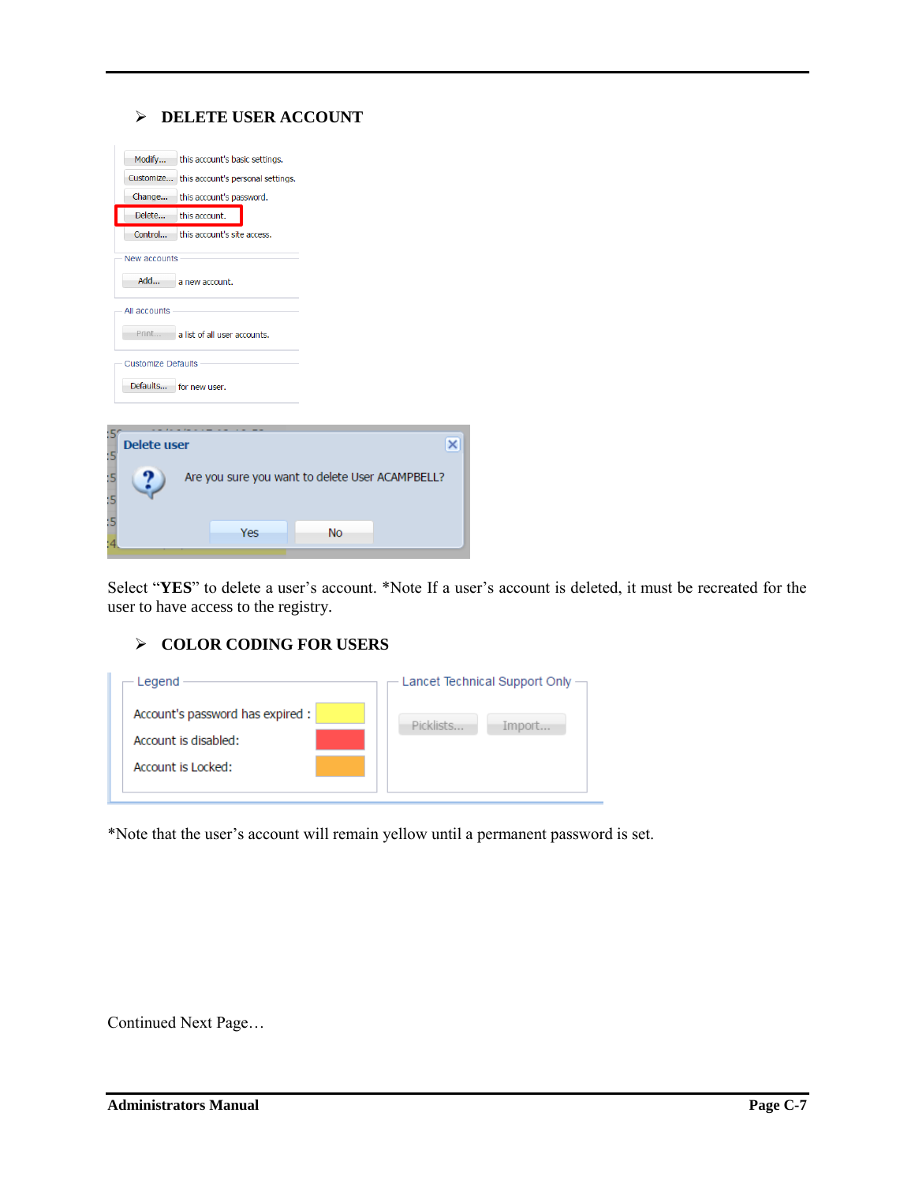## ➢ DELETE USER ACCOUNT

Select “**YES**” to delete a user’s account. *Note If a user’s account is deleted, it must be recreated for the user to have access to the registry.

## ➢ COLOR CODING FOR USERS

*Note that the user’s account will remain yellow until a permanent password is set.

Continued Next Page…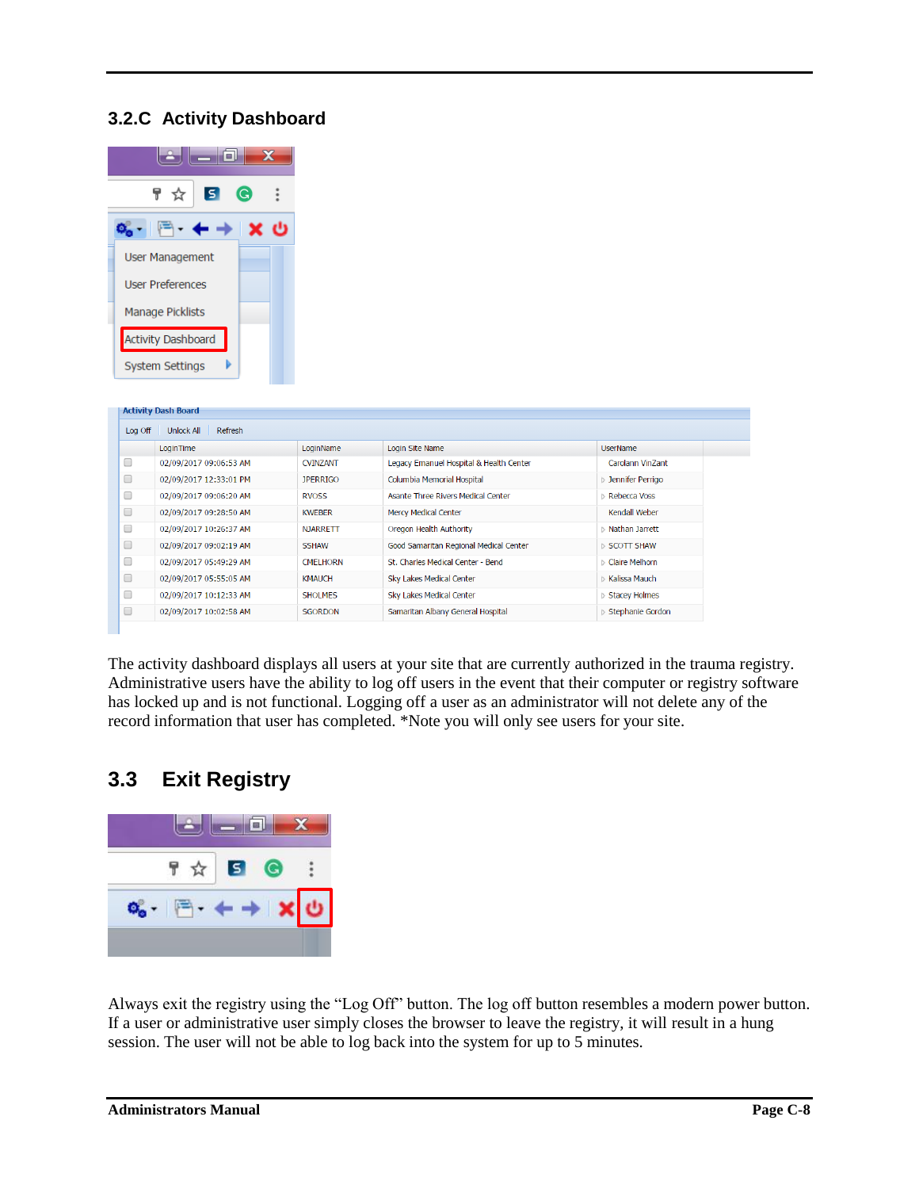## 3.2.C Activity Dashboard

The activity dashboard displays all users at your site that are currently authorized in the trauma registry. Administrative users have the ability to log off users in the event that their computer or registry software has locked up and is not functional. Logging off a user as an administrator will not delete any of the record information that user has completed. *Note you will only see users for your site.

## 3.3 Exit Registry

Always exit the registry using the "Log Off" button. The log off button resembles a modern power button. If a user or administrative user simply closes the browser to leave the registry, it will result in a hung session. The user will not be able to log back into the system for up to 5 minutes.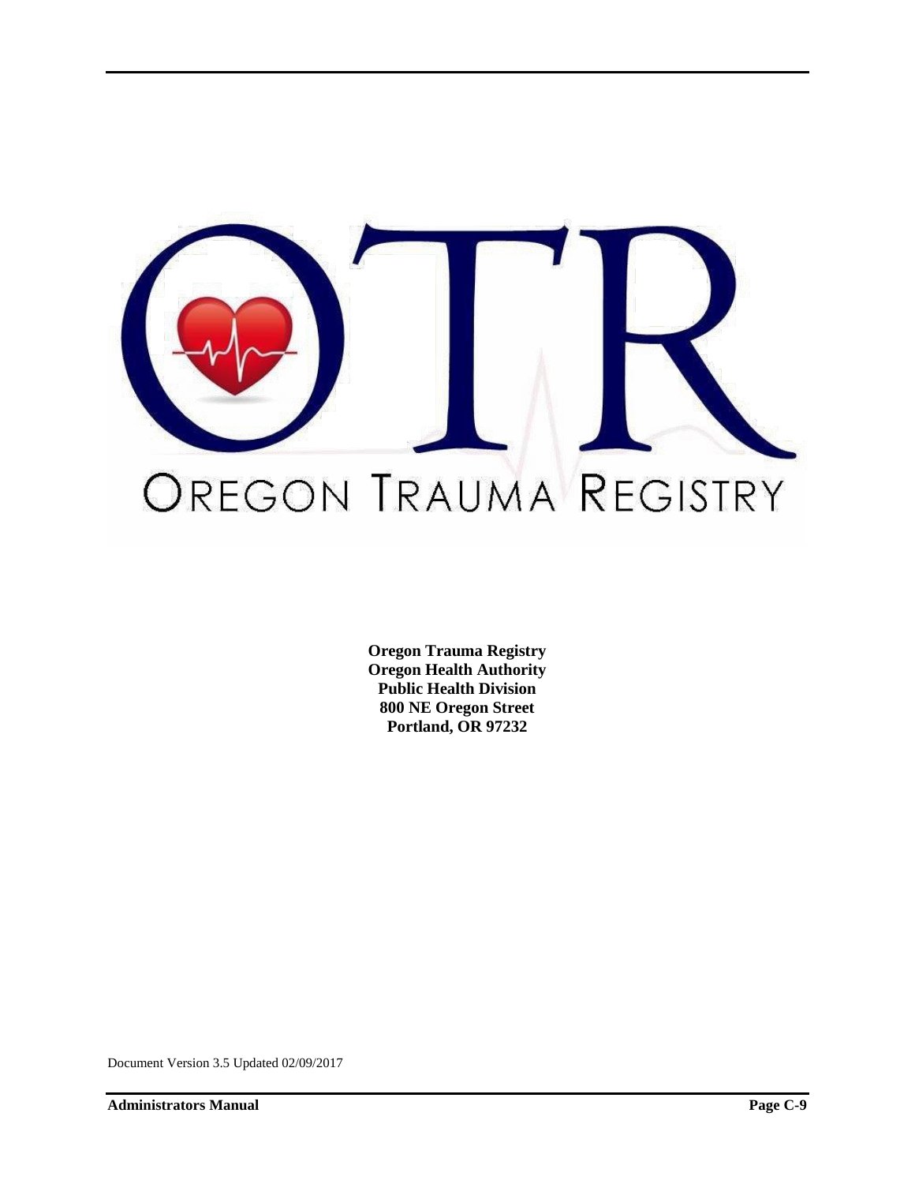OREGON TRAUMA REGISTRY

**Oregon Trauma Registry**
**Oregon Health Authority**
**Public Health Division**
**800 NE Oregon Street**
**Portland, OR 97232**

Document Version 3.5 Updated 02/09/2017